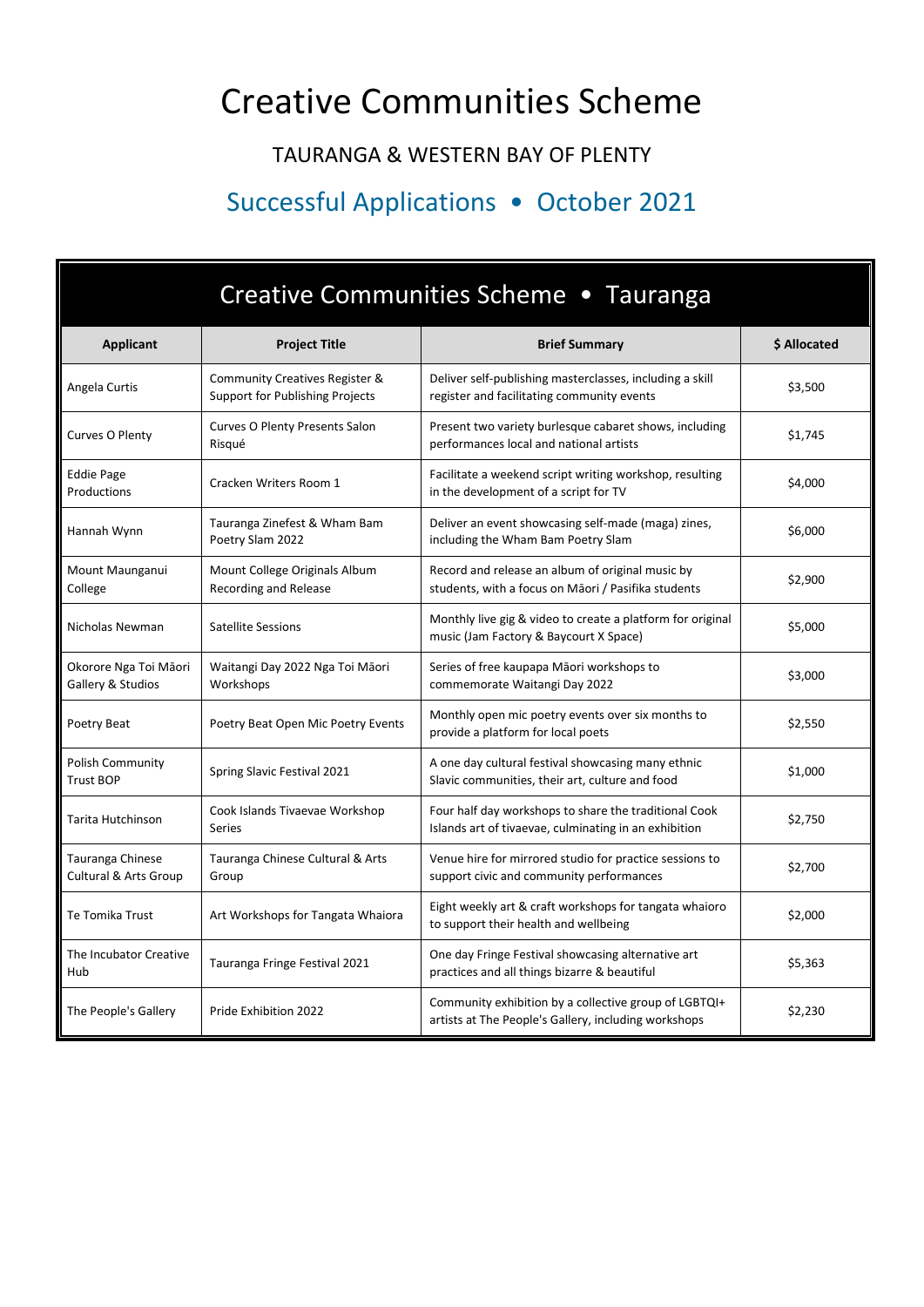# Creative Communities Scheme

## TAURANGA & WESTERN BAY OF PLENTY

## Successful Applications • October 2021

### Creative Communities Scheme • Tauranga

| Applicant | Project Title | Brief Summary | $ Allocated |
|---|---|---|---|
| Angela Curtis | Community Creatives Register & Support for Publishing Projects | Deliver self-publishing masterclasses, including a skill register and facilitating community events | $3,500 |
| Curves O Plenty | Curves O Plenty Presents Salon Risqué | Present two variety burlesque cabaret shows, including performances local and national artists | $1,745 |
| Eddie Page Productions | Cracken Writers Room 1 | Facilitate a weekend script writing workshop, resulting in the development of a script for TV | $4,000 |
| Hannah Wynn | Tauranga Zinefest & Wham Bam Poetry Slam 2022 | Deliver an event showcasing self-made (maga) zines, including the Wham Bam Poetry Slam | $6,000 |
| Mount Maunganui College | Mount College Originals Album Recording and Release | Record and release an album of original music by students, with a focus on Māori / Pasifika students | $2,900 |
| Nicholas Newman | Satellite Sessions | Monthly live gig & video to create a platform for original music (Jam Factory & Baycourt X Space) | $5,000 |
| Okorore Nga Toi Māori Gallery & Studios | Waitangi Day 2022 Nga Toi Māori Workshops | Series of free kaupapa Māori workshops to commemorate Waitangi Day 2022 | $3,000 |
| Poetry Beat | Poetry Beat Open Mic Poetry Events | Monthly open mic poetry events over six months to provide a platform for local poets | $2,550 |
| Polish Community Trust BOP | Spring Slavic Festival 2021 | A one day cultural festival showcasing many ethnic Slavic communities, their art, culture and food | $1,000 |
| Tarita Hutchinson | Cook Islands Tivaevae Workshop Series | Four half day workshops to share the traditional Cook Islands art of tivaevae, culminating in an exhibition | $2,750 |
| Tauranga Chinese Cultural & Arts Group | Tauranga Chinese Cultural & Arts Group | Venue hire for mirrored studio for practice sessions to support civic and community performances | $2,700 |
| Te Tomika Trust | Art Workshops for Tangata Whaiora | Eight weekly art & craft workshops for tangata whaioro to support their health and wellbeing | $2,000 |
| The Incubator Creative Hub | Tauranga Fringe Festival 2021 | One day Fringe Festival showcasing alternative art practices and all things bizarre & beautiful | $5,363 |
| The People's Gallery | Pride Exhibition 2022 | Community exhibition by a collective group of LGBTQI+ artists at The People's Gallery, including workshops | $2,230 |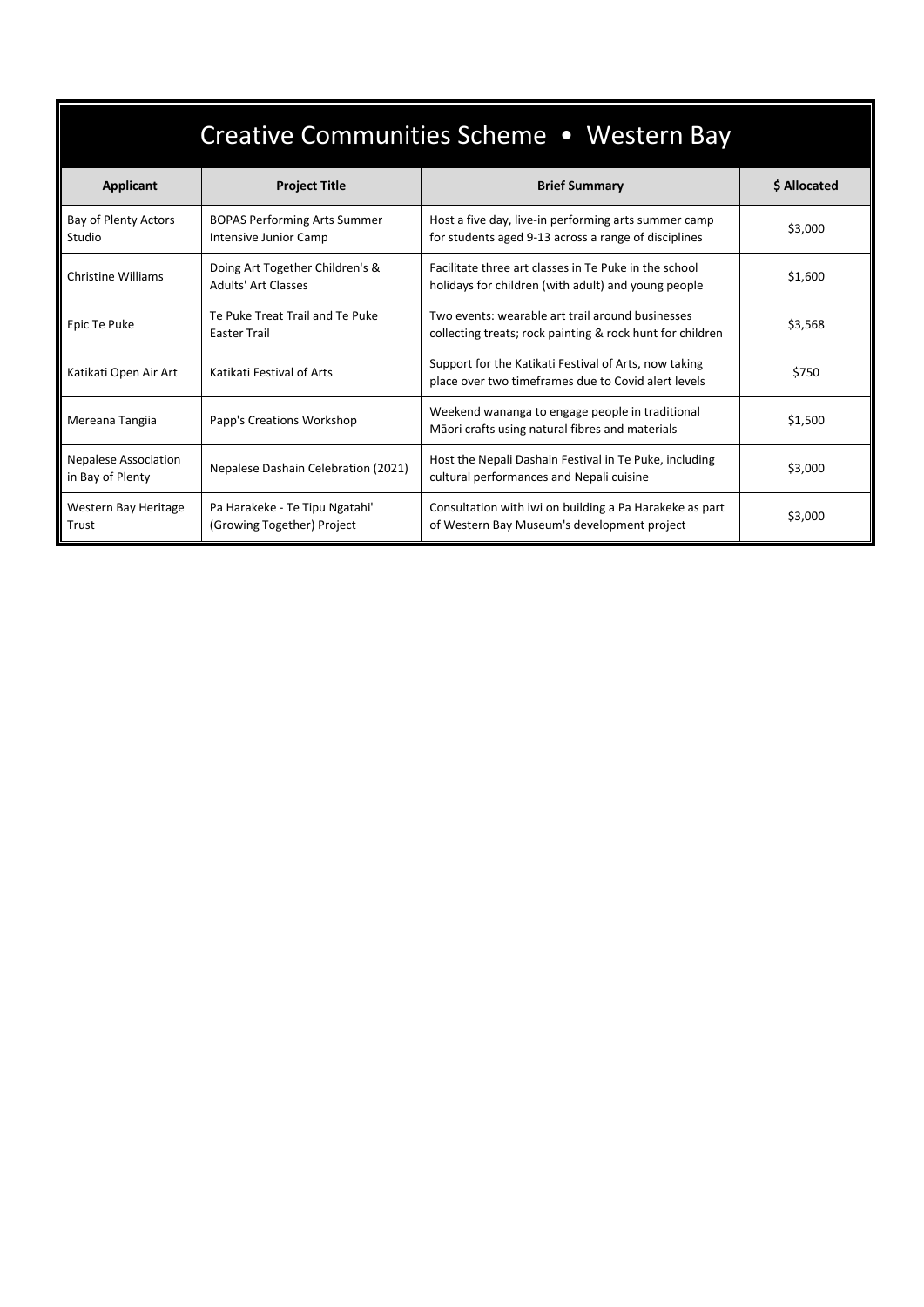# Creative Communities Scheme • Western Bay

| Applicant | Project Title | Brief Summary | $ Allocated |
|---|---|---|---|
| Bay of Plenty Actors Studio | BOPAS Performing Arts Summer Intensive Junior Camp | Host a five day, live-in performing arts summer camp for students aged 9-13 across a range of disciplines | $3,000 |
| Christine Williams | Doing Art Together Children's & Adults' Art Classes | Facilitate three art classes in Te Puke in the school holidays for children (with adult) and young people | $1,600 |
| Epic Te Puke | Te Puke Treat Trail and Te Puke Easter Trail | Two events: wearable art trail around businesses collecting treats; rock painting & rock hunt for children | $3,568 |
| Katikati Open Air Art | Katikati Festival of Arts | Support for the Katikati Festival of Arts, now taking place over two timeframes due to Covid alert levels | $750 |
| Mereana Tangiia | Papp's Creations Workshop | Weekend wananga to engage people in traditional Māori crafts using natural fibres and materials | $1,500 |
| Nepalese Association in Bay of Plenty | Nepalese Dashain Celebration (2021) | Host the Nepali Dashain Festival in Te Puke, including cultural performances and Nepali cuisine | $3,000 |
| Western Bay Heritage Trust | Pa Harakeke - Te Tipu Ngatahi' (Growing Together) Project | Consultation with iwi on building a Pa Harakeke as part of Western Bay Museum's development project | $3,000 |